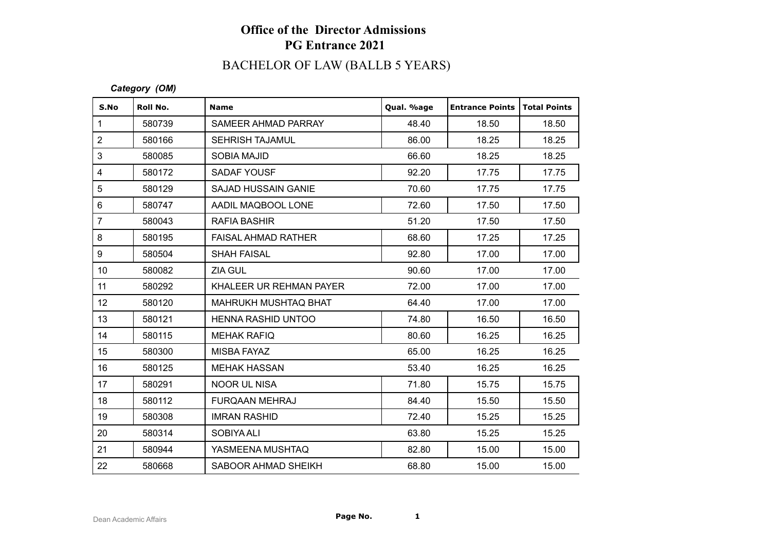# Office of the Director Admissions
## PG Entrance 2021

### BACHELOR OF LAW (BALLB 5 YEARS)

***Category (OM)***

| S.No | Roll No. | Name | Qual. %age | Entrance Points | Total Points |
|---|---|---|---|---|---|
| 1 | 580739 | SAMEER AHMAD PARRAY | 48.40 | 18.50 | 18.50 |
| 2 | 580166 | SEHRISH TAJAMUL | 86.00 | 18.25 | 18.25 |
| 3 | 580085 | SOBIA MAJID | 66.60 | 18.25 | 18.25 |
| 4 | 580172 | SADAF YOUSF | 92.20 | 17.75 | 17.75 |
| 5 | 580129 | SAJAD HUSSAIN GANIE | 70.60 | 17.75 | 17.75 |
| 6 | 580747 | AADIL MAQBOOL LONE | 72.60 | 17.50 | 17.50 |
| 7 | 580043 | RAFIA BASHIR | 51.20 | 17.50 | 17.50 |
| 8 | 580195 | FAISAL AHMAD RATHER | 68.60 | 17.25 | 17.25 |
| 9 | 580504 | SHAH FAISAL | 92.80 | 17.00 | 17.00 |
| 10 | 580082 | ZIA GUL | 90.60 | 17.00 | 17.00 |
| 11 | 580292 | KHALEER UR REHMAN PAYER | 72.00 | 17.00 | 17.00 |
| 12 | 580120 | MAHRUKH MUSHTAQ BHAT | 64.40 | 17.00 | 17.00 |
| 13 | 580121 | HENNA RASHID UNTOO | 74.80 | 16.50 | 16.50 |
| 14 | 580115 | MEHAK RAFIQ | 80.60 | 16.25 | 16.25 |
| 15 | 580300 | MISBA FAYAZ | 65.00 | 16.25 | 16.25 |
| 16 | 580125 | MEHAK HASSAN | 53.40 | 16.25 | 16.25 |
| 17 | 580291 | NOOR UL NISA | 71.80 | 15.75 | 15.75 |
| 18 | 580112 | FURQAAN MEHRAJ | 84.40 | 15.50 | 15.50 |
| 19 | 580308 | IMRAN RASHID | 72.40 | 15.25 | 15.25 |
| 20 | 580314 | SOBIYA ALI | 63.80 | 15.25 | 15.25 |
| 21 | 580944 | YASMEENA MUSHTAQ | 82.80 | 15.00 | 15.00 |
| 22 | 580668 | SABOOR AHMAD SHEIKH | 68.80 | 15.00 | 15.00 |

Dean Academic Affairs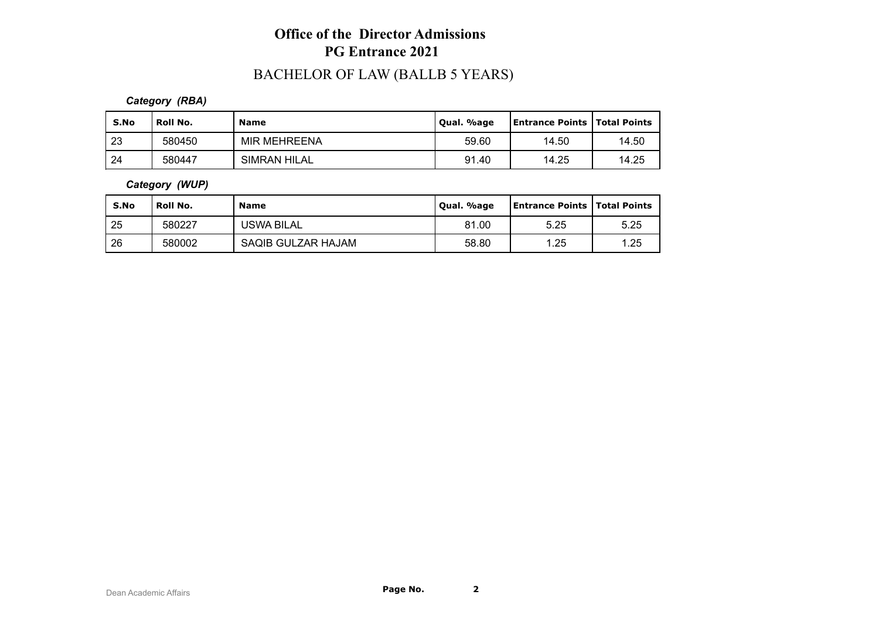# Office of the Director Admissions
# PG Entrance 2021

## BACHELOR OF LAW (BALLB 5 YEARS)

***Category (RBA)***

| S.No | Roll No. | Name | Qual. %age | Entrance Points | Total Points |
|---|---|---|---|---|---|
| 23 | 580450 | MIR MEHREENA | 59.60 | 14.50 | 14.50 |
| 24 | 580447 | SIMRAN HILAL | 91.40 | 14.25 | 14.25 |

***Category (WUP)***

| S.No | Roll No. | Name | Qual. %age | Entrance Points | Total Points |
|---|---|---|---|---|---|
| 25 | 580227 | USWA BILAL | 81.00 | 5.25 | 5.25 |
| 26 | 580002 | SAQIB GULZAR HAJAM | 58.80 | 1.25 | 1.25 |

Dean Academic Affairs